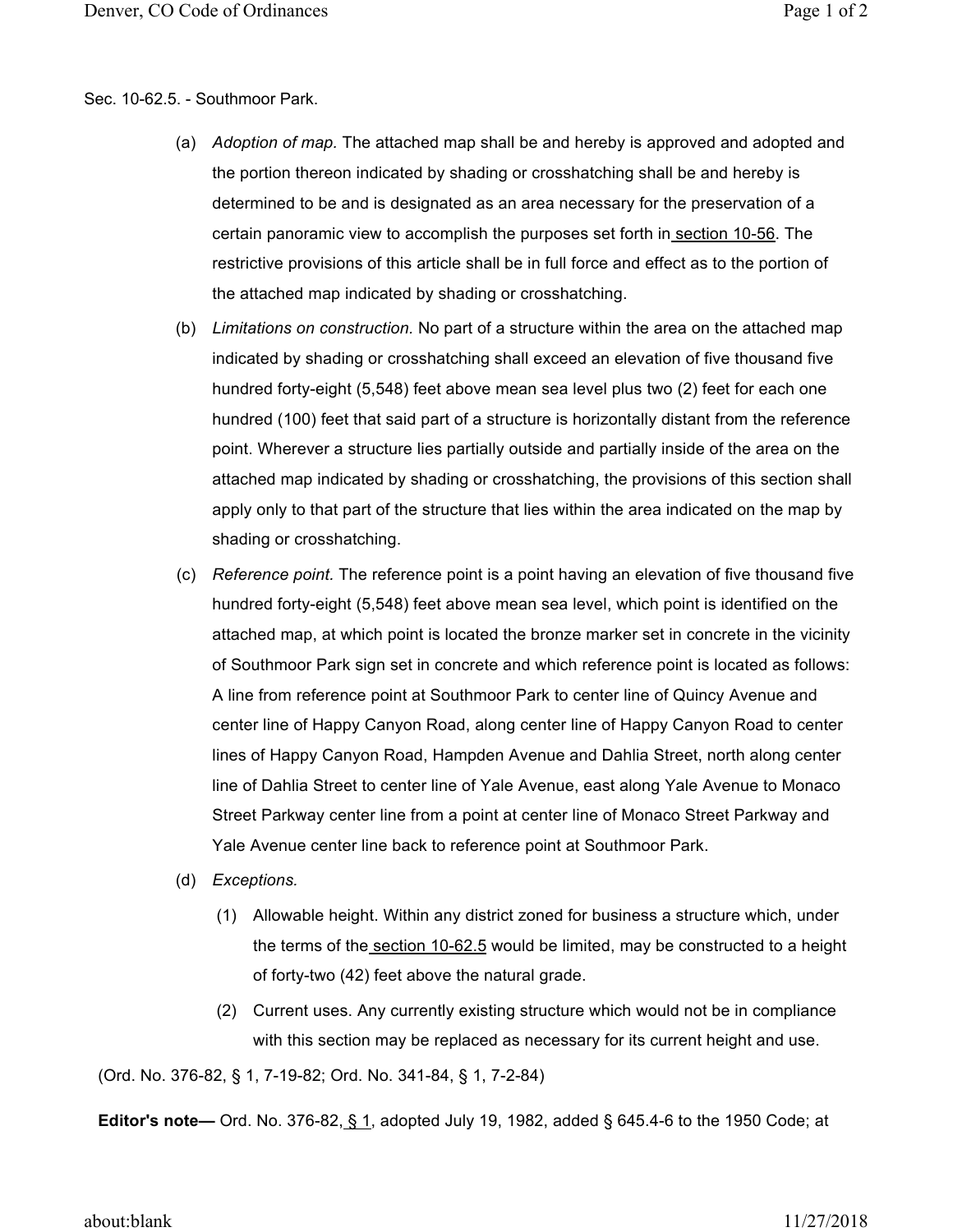Sec. 10-62.5. - Southmoor Park.

(a) *Adoption of map.* The attached map shall be and hereby is approved and adopted and the portion thereon indicated by shading or crosshatching shall be and hereby is determined to be and is designated as an area necessary for the preservation of a certain panoramic view to accomplish the purposes set forth in section 10-56. The restrictive provisions of this article shall be in full force and effect as to the portion of the attached map indicated by shading or crosshatching.

(b) *Limitations on construction.* No part of a structure within the area on the attached map indicated by shading or crosshatching shall exceed an elevation of five thousand five hundred forty-eight (5,548) feet above mean sea level plus two (2) feet for each one hundred (100) feet that said part of a structure is horizontally distant from the reference point. Wherever a structure lies partially outside and partially inside of the area on the attached map indicated by shading or crosshatching, the provisions of this section shall apply only to that part of the structure that lies within the area indicated on the map by shading or crosshatching.

(c) *Reference point.* The reference point is a point having an elevation of five thousand five hundred forty-eight (5,548) feet above mean sea level, which point is identified on the attached map, at which point is located the bronze marker set in concrete in the vicinity of Southmoor Park sign set in concrete and which reference point is located as follows: A line from reference point at Southmoor Park to center line of Quincy Avenue and center line of Happy Canyon Road, along center line of Happy Canyon Road to center lines of Happy Canyon Road, Hampden Avenue and Dahlia Street, north along center line of Dahlia Street to center line of Yale Avenue, east along Yale Avenue to Monaco Street Parkway center line from a point at center line of Monaco Street Parkway and Yale Avenue center line back to reference point at Southmoor Park.

(d) *Exceptions.*

(1) Allowable height. Within any district zoned for business a structure which, under the terms of the section 10-62.5 would be limited, may be constructed to a height of forty-two (42) feet above the natural grade.

(2) Current uses. Any currently existing structure which would not be in compliance with this section may be replaced as necessary for its current height and use.

(Ord. No. 376-82, § 1, 7-19-82; Ord. No. 341-84, § 1, 7-2-84)

**Editor's note—** Ord. No. 376-82, § 1, adopted July 19, 1982, added § 645.4-6 to the 1950 Code; at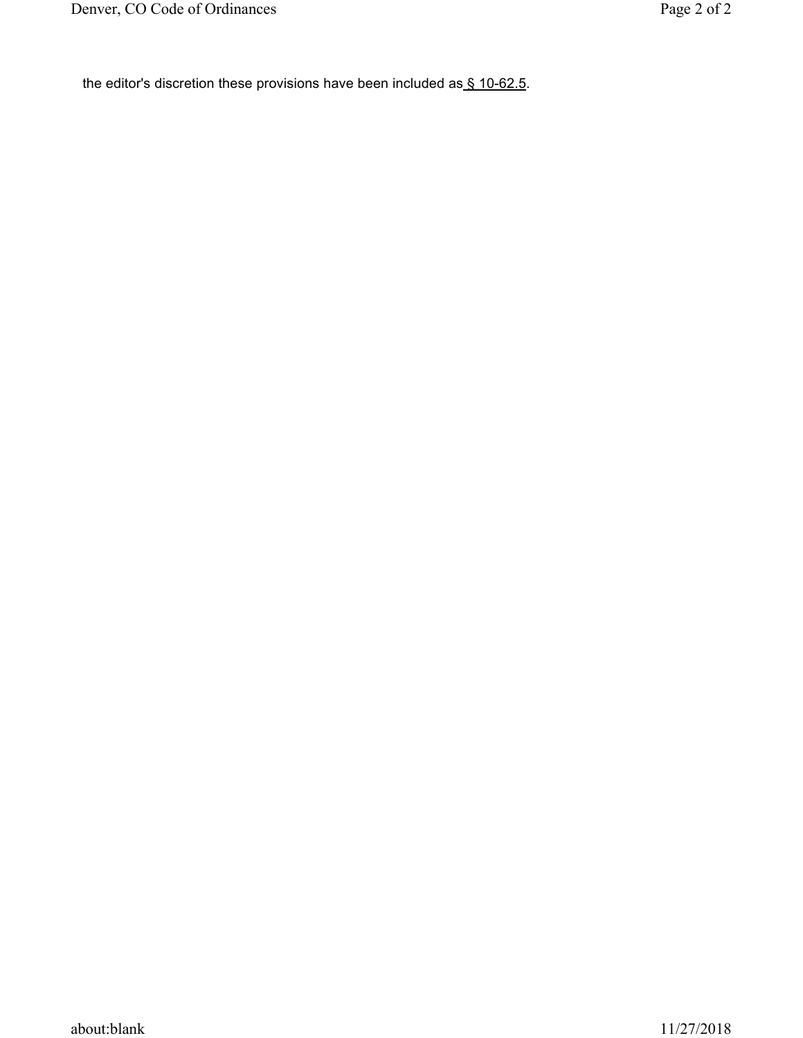the editor's discretion these provisions have been included as § 10-62.5.